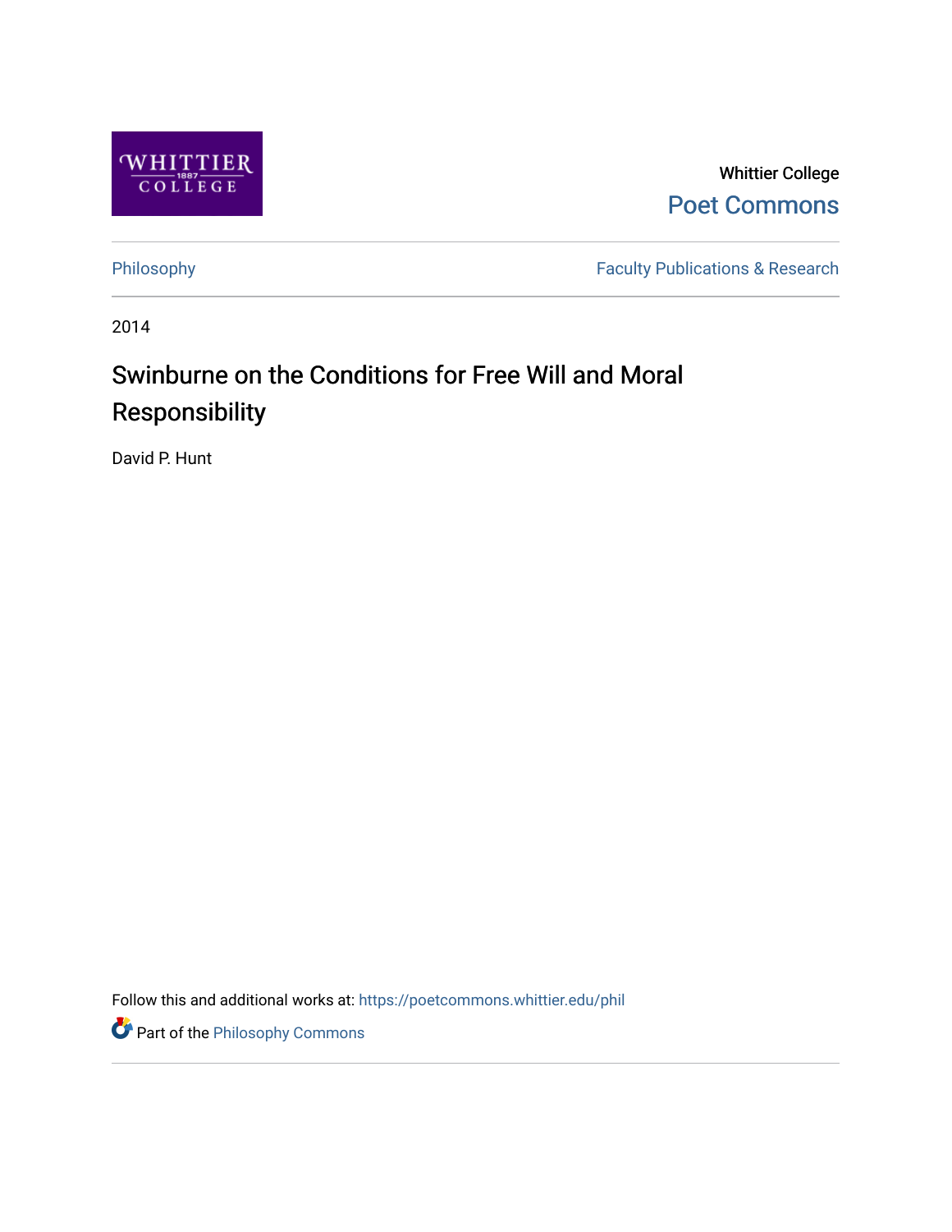Whittier College

Poet Commons

Philosophy

Faculty Publications & Research

2014

# Swinburne on the Conditions for Free Will and Moral Responsibility

David P. Hunt

Follow this and additional works at: https://poetcommons.whittier.edu/phil

Part of the Philosophy Commons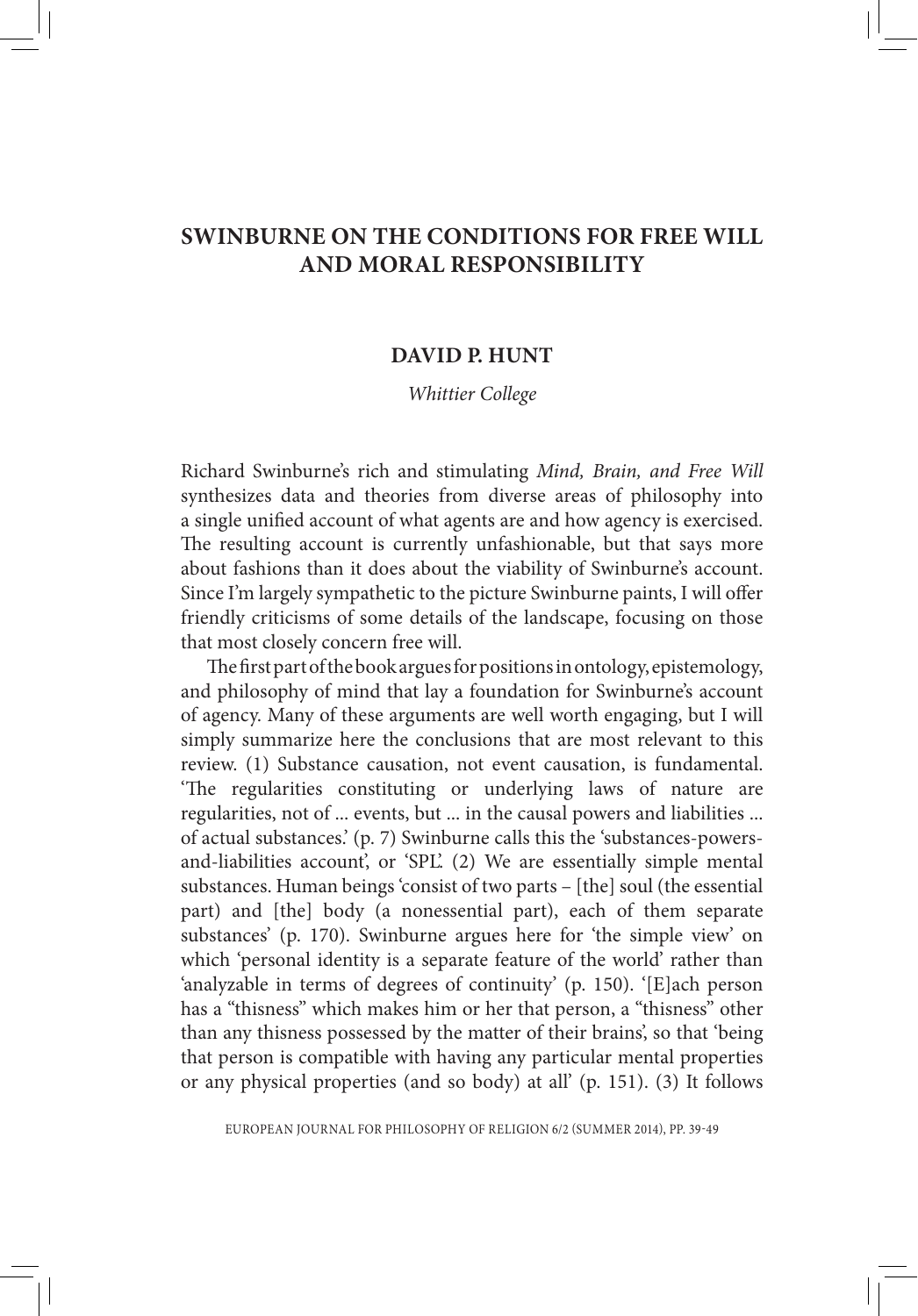# SWINBURNE ON THE CONDITIONS FOR FREE WILL AND MORAL RESPONSIBILITY

## DAVID P. HUNT

*Whittier College*

Richard Swinburne's rich and stimulating *Mind, Brain, and Free Will* synthesizes data and theories from diverse areas of philosophy into a single unified account of what agents are and how agency is exercised. The resulting account is currently unfashionable, but that says more about fashions than it does about the viability of Swinburne's account. Since I'm largely sympathetic to the picture Swinburne paints, I will offer friendly criticisms of some details of the landscape, focusing on those that most closely concern free will.

The first part of the book argues for positions in ontology, epistemology, and philosophy of mind that lay a foundation for Swinburne's account of agency. Many of these arguments are well worth engaging, but I will simply summarize here the conclusions that are most relevant to this review. (1) Substance causation, not event causation, is fundamental. 'The regularities constituting or underlying laws of nature are regularities, not of ... events, but ... in the causal powers and liabilities ... of actual substances.' (p. 7) Swinburne calls this the 'substances-powers-and-liabilities account', or 'SPL'. (2) We are essentially simple mental substances. Human beings 'consist of two parts – [the] soul (the essential part) and [the] body (a nonessential part), each of them separate substances' (p. 170). Swinburne argues here for 'the simple view' on which 'personal identity is a separate feature of the world' rather than 'analyzable in terms of degrees of continuity' (p. 150). '[E]ach person has a "thisness" which makes him or her that person, a "thisness" other than any thisness possessed by the matter of their brains', so that 'being that person is compatible with having any particular mental properties or any physical properties (and so body) at all' (p. 151). (3) It follows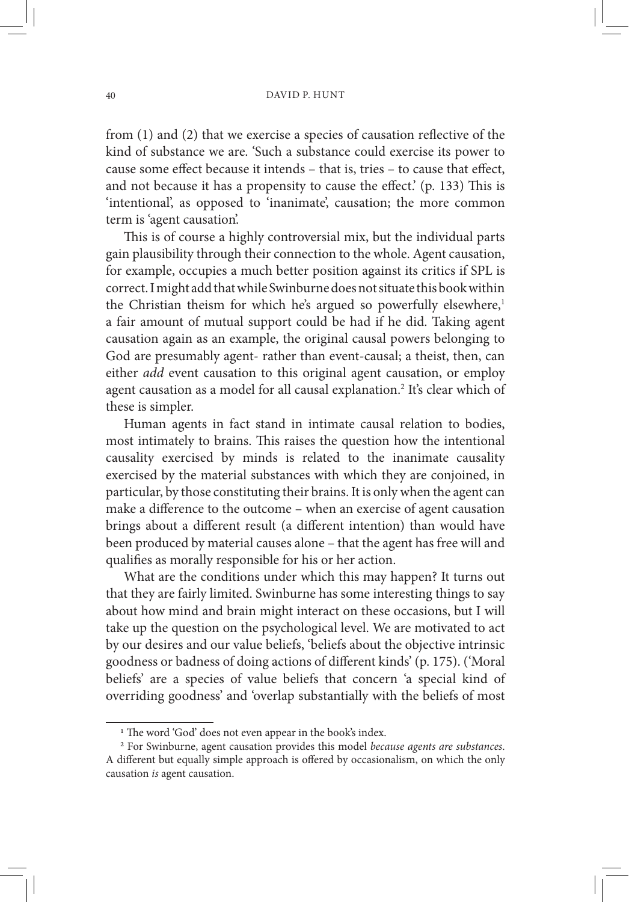from (1) and (2) that we exercise a species of causation reflective of the kind of substance we are. 'Such a substance could exercise its power to cause some effect because it intends – that is, tries – to cause that effect, and not because it has a propensity to cause the effect.' (p. 133) This is 'intentional', as opposed to 'inanimate', causation; the more common term is 'agent causation'.

This is of course a highly controversial mix, but the individual parts gain plausibility through their connection to the whole. Agent causation, for example, occupies a much better position against its critics if SPL is correct. I might add that while Swinburne does not situate this book within the Christian theism for which he's argued so powerfully elsewhere,[1] a fair amount of mutual support could be had if he did. Taking agent causation again as an example, the original causal powers belonging to God are presumably agent- rather than event-causal; a theist, then, can either *add* event causation to this original agent causation, or employ agent causation as a model for all causal explanation.[2] It's clear which of these is simpler.

Human agents in fact stand in intimate causal relation to bodies, most intimately to brains. This raises the question how the intentional causality exercised by minds is related to the inanimate causality exercised by the material substances with which they are conjoined, in particular, by those constituting their brains. It is only when the agent can make a difference to the outcome – when an exercise of agent causation brings about a different result (a different intention) than would have been produced by material causes alone – that the agent has free will and qualifies as morally responsible for his or her action.

What are the conditions under which this may happen? It turns out that they are fairly limited. Swinburne has some interesting things to say about how mind and brain might interact on these occasions, but I will take up the question on the psychological level. We are motivated to act by our desires and our value beliefs, 'beliefs about the objective intrinsic goodness or badness of doing actions of different kinds' (p. 175). ('Moral beliefs' are a species of value beliefs that concern 'a special kind of overriding goodness' and 'overlap substantially with the beliefs of most

---

[1] The word 'God' does not even appear in the book's index.

[2] For Swinburne, agent causation provides this model *because agents are substances*. A different but equally simple approach is offered by occasionalism, on which the only causation *is* agent causation.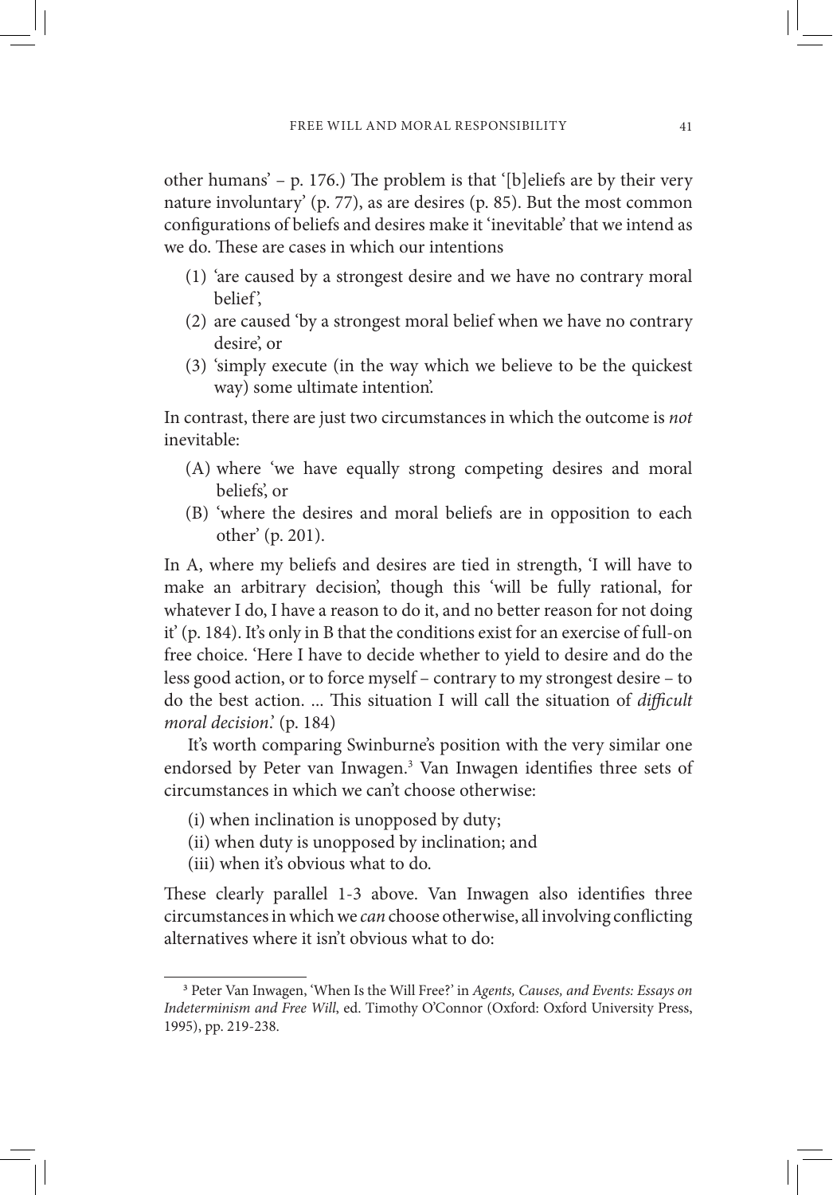other humans' – p. 176.) The problem is that '[b]eliefs are by their very nature involuntary' (p. 77), as are desires (p. 85). But the most common configurations of beliefs and desires make it 'inevitable' that we intend as we do. These are cases in which our intentions

(1) 'are caused by a strongest desire and we have no contrary moral belief',
(2) are caused 'by a strongest moral belief when we have no contrary desire', or
(3) 'simply execute (in the way which we believe to be the quickest way) some ultimate intention'.

In contrast, there are just two circumstances in which the outcome is *not* inevitable:

(A) where 'we have equally strong competing desires and moral beliefs', or
(B) 'where the desires and moral beliefs are in opposition to each other' (p. 201).

In A, where my beliefs and desires are tied in strength, 'I will have to make an arbitrary decision', though this 'will be fully rational, for whatever I do, I have a reason to do it, and no better reason for not doing it' (p. 184). It's only in B that the conditions exist for an exercise of full-on free choice. 'Here I have to decide whether to yield to desire and do the less good action, or to force myself – contrary to my strongest desire – to do the best action. ... This situation I will call the situation of *difficult moral decision*.' (p. 184)

It's worth comparing Swinburne's position with the very similar one endorsed by Peter van Inwagen.[3] Van Inwagen identifies three sets of circumstances in which we can't choose otherwise:

(i) when inclination is unopposed by duty;
(ii) when duty is unopposed by inclination; and
(iii) when it's obvious what to do.

These clearly parallel 1-3 above. Van Inwagen also identifies three circumstances in which we *can* choose otherwise, all involving conflicting alternatives where it isn't obvious what to do:

[3] Peter Van Inwagen, 'When Is the Will Free?' in *Agents, Causes, and Events: Essays on Indeterminism and Free Will*, ed. Timothy O'Connor (Oxford: Oxford University Press, 1995), pp. 219-238.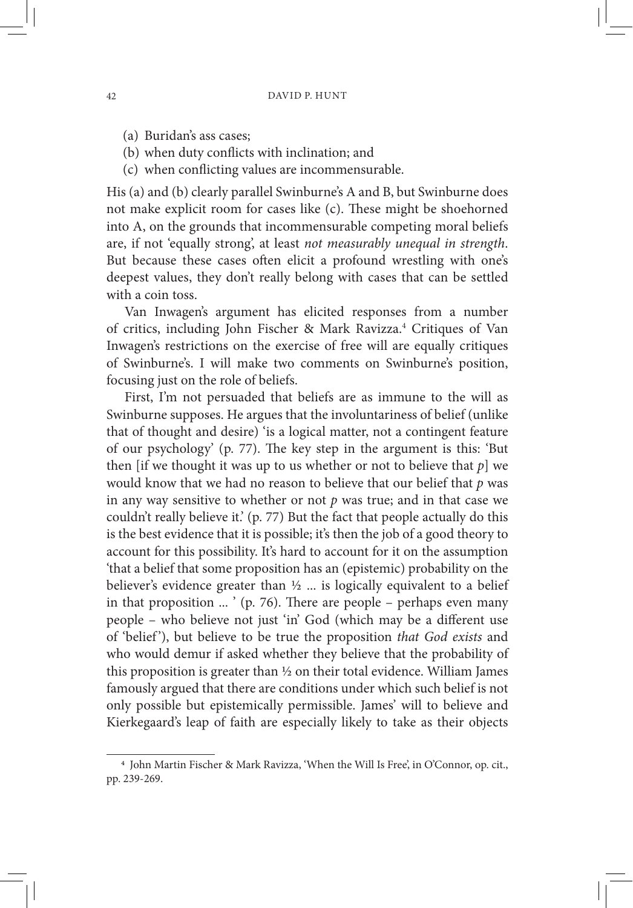(a) Buridan's ass cases;
(b) when duty conflicts with inclination; and
(c) when conflicting values are incommensurable.

His (a) and (b) clearly parallel Swinburne's A and B, but Swinburne does not make explicit room for cases like (c). These might be shoehorned into A, on the grounds that incommensurable competing moral beliefs are, if not 'equally strong', at least *not measurably unequal in strength*. But because these cases often elicit a profound wrestling with one's deepest values, they don't really belong with cases that can be settled with a coin toss.

Van Inwagen's argument has elicited responses from a number of critics, including John Fischer & Mark Ravizza.[4] Critiques of Van Inwagen's restrictions on the exercise of free will are equally critiques of Swinburne's. I will make two comments on Swinburne's position, focusing just on the role of beliefs.

First, I'm not persuaded that beliefs are as immune to the will as Swinburne supposes. He argues that the involuntariness of belief (unlike that of thought and desire) 'is a logical matter, not a contingent feature of our psychology' (p. 77). The key step in the argument is this: 'But then [if we thought it was up to us whether or not to believe that *p*] we would know that we had no reason to believe that our belief that *p* was in any way sensitive to whether or not *p* was true; and in that case we couldn't really believe it.' (p. 77) But the fact that people actually do this is the best evidence that it is possible; it's then the job of a good theory to account for this possibility. It's hard to account for it on the assumption 'that a belief that some proposition has an (epistemic) probability on the believer's evidence greater than ½ ... is logically equivalent to a belief in that proposition ... ' (p. 76). There are people – perhaps even many people – who believe not just 'in' God (which may be a different use of 'belief'), but believe to be true the proposition *that God exists* and who would demur if asked whether they believe that the probability of this proposition is greater than ½ on their total evidence. William James famously argued that there are conditions under which such belief is not only possible but epistemically permissible. James' will to believe and Kierkegaard's leap of faith are especially likely to take as their objects

[4] John Martin Fischer & Mark Ravizza, 'When the Will Is Free', in O'Connor, op. cit., pp. 239-269.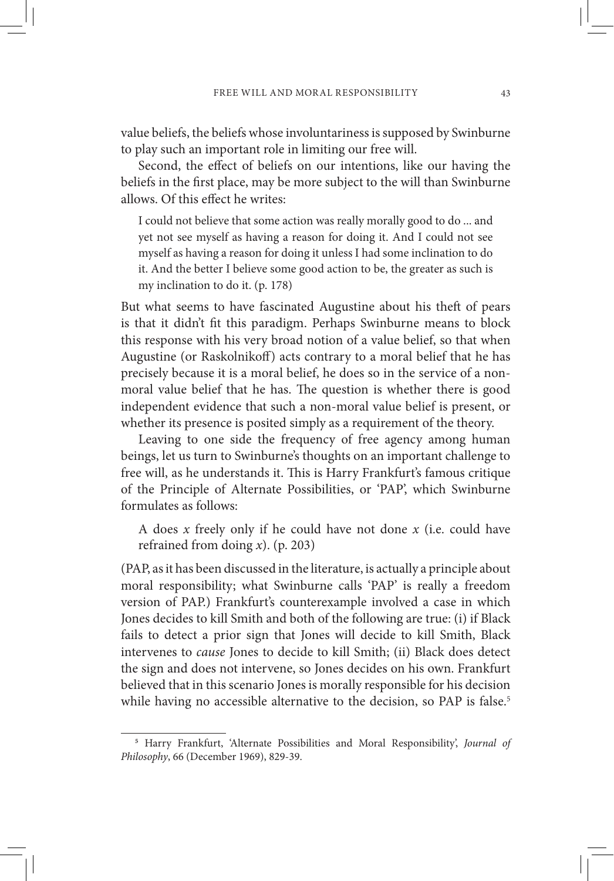value beliefs, the beliefs whose involuntariness is supposed by Swinburne to play such an important role in limiting our free will.

Second, the effect of beliefs on our intentions, like our having the beliefs in the first place, may be more subject to the will than Swinburne allows. Of this effect he writes:

> I could not believe that some action was really morally good to do ... and yet not see myself as having a reason for doing it. And I could not see myself as having a reason for doing it unless I had some inclination to do it. And the better I believe some good action to be, the greater as such is my inclination to do it. (p. 178)

But what seems to have fascinated Augustine about his theft of pears is that it didn't fit this paradigm. Perhaps Swinburne means to block this response with his very broad notion of a value belief, so that when Augustine (or Raskolnikoff) acts contrary to a moral belief that he has precisely because it is a moral belief, he does so in the service of a non-moral value belief that he has. The question is whether there is good independent evidence that such a non-moral value belief is present, or whether its presence is posited simply as a requirement of the theory.

Leaving to one side the frequency of free agency among human beings, let us turn to Swinburne's thoughts on an important challenge to free will, as he understands it. This is Harry Frankfurt's famous critique of the Principle of Alternate Possibilities, or 'PAP', which Swinburne formulates as follows:

> A does *x* freely only if he could have not done *x* (i.e. could have refrained from doing *x*). (p. 203)

(PAP, as it has been discussed in the literature, is actually a principle about moral responsibility; what Swinburne calls 'PAP' is really a freedom version of PAP.) Frankfurt's counterexample involved a case in which Jones decides to kill Smith and both of the following are true: (i) if Black fails to detect a prior sign that Jones will decide to kill Smith, Black intervenes to *cause* Jones to decide to kill Smith; (ii) Black does detect the sign and does not intervene, so Jones decides on his own. Frankfurt believed that in this scenario Jones is morally responsible for his decision while having no accessible alternative to the decision, so PAP is false.[5]

[5] Harry Frankfurt, 'Alternate Possibilities and Moral Responsibility', *Journal of Philosophy*, 66 (December 1969), 829-39.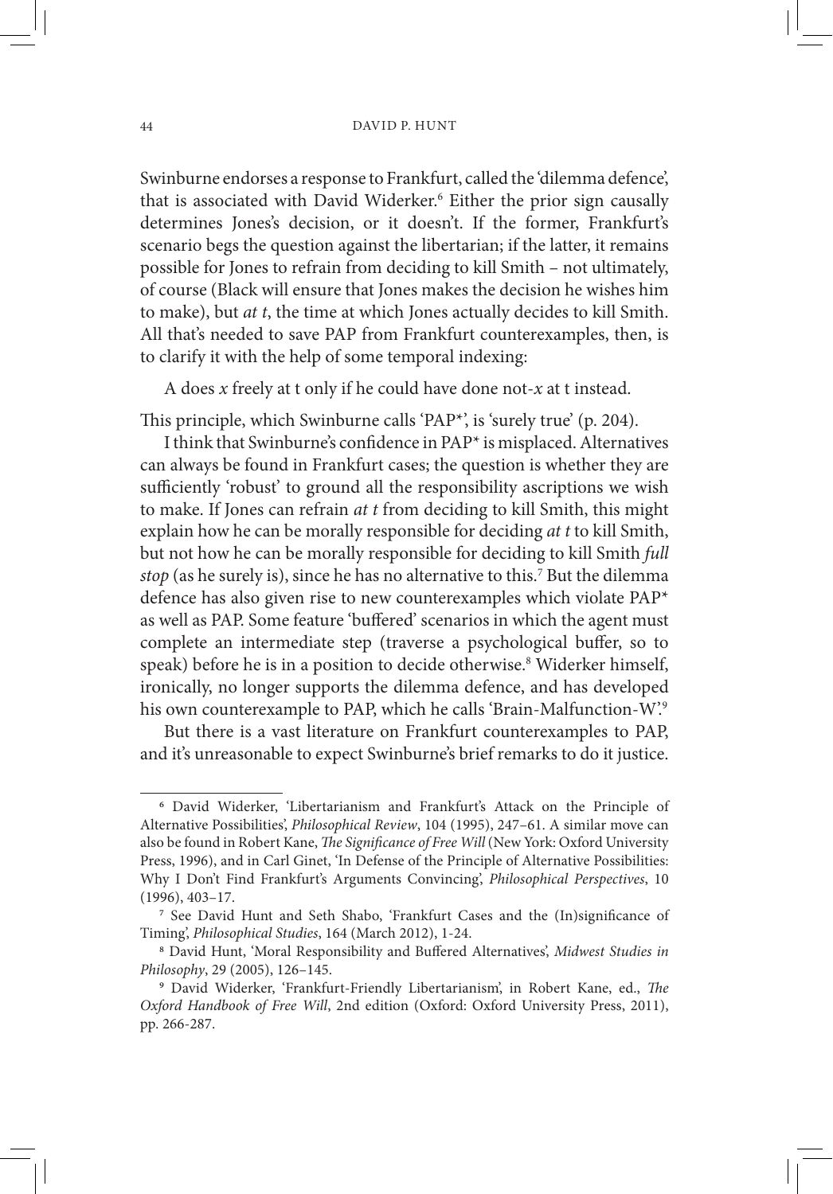Swinburne endorses a response to Frankfurt, called the 'dilemma defence', that is associated with David Widerker.[6] Either the prior sign causally determines Jones's decision, or it doesn't. If the former, Frankfurt's scenario begs the question against the libertarian; if the latter, it remains possible for Jones to refrain from deciding to kill Smith – not ultimately, of course (Black will ensure that Jones makes the decision he wishes him to make), but *at t*, the time at which Jones actually decides to kill Smith. All that's needed to save PAP from Frankfurt counterexamples, then, is to clarify it with the help of some temporal indexing:

> A does *x* freely at t only if he could have done not-*x* at t instead.

This principle, which Swinburne calls 'PAP*', is 'surely true' (p. 204).

I think that Swinburne's confidence in PAP* is misplaced. Alternatives can always be found in Frankfurt cases; the question is whether they are sufficiently 'robust' to ground all the responsibility ascriptions we wish to make. If Jones can refrain *at t* from deciding to kill Smith, this might explain how he can be morally responsible for deciding *at t* to kill Smith, but not how he can be morally responsible for deciding to kill Smith *full stop* (as he surely is), since he has no alternative to this.[7] But the dilemma defence has also given rise to new counterexamples which violate PAP* as well as PAP. Some feature 'buffered' scenarios in which the agent must complete an intermediate step (traverse a psychological buffer, so to speak) before he is in a position to decide otherwise.[8] Widerker himself, ironically, no longer supports the dilemma defence, and has developed his own counterexample to PAP, which he calls 'Brain-Malfunction-W'.[9]

But there is a vast literature on Frankfurt counterexamples to PAP, and it's unreasonable to expect Swinburne's brief remarks to do it justice.

---

[6] David Widerker, 'Libertarianism and Frankfurt's Attack on the Principle of Alternative Possibilities', *Philosophical Review*, 104 (1995), 247–61. A similar move can also be found in Robert Kane, *The Significance of Free Will* (New York: Oxford University Press, 1996), and in Carl Ginet, 'In Defense of the Principle of Alternative Possibilities: Why I Don't Find Frankfurt's Arguments Convincing', *Philosophical Perspectives*, 10 (1996), 403–17.

[7] See David Hunt and Seth Shabo, 'Frankfurt Cases and the (In)significance of Timing', *Philosophical Studies*, 164 (March 2012), 1-24.

[8] David Hunt, 'Moral Responsibility and Buffered Alternatives', *Midwest Studies in Philosophy*, 29 (2005), 126–145.

[9] David Widerker, 'Frankfurt-Friendly Libertarianism', in Robert Kane, ed., *The Oxford Handbook of Free Will*, 2nd edition (Oxford: Oxford University Press, 2011), pp. 266-287.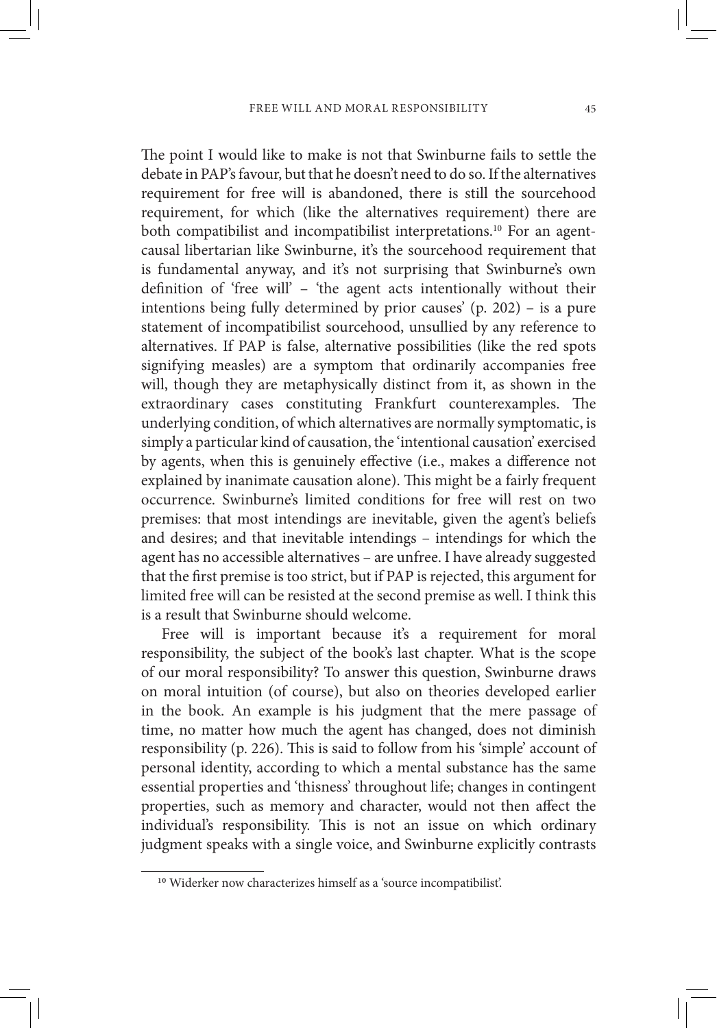The point I would like to make is not that Swinburne fails to settle the debate in PAP's favour, but that he doesn't need to do so. If the alternatives requirement for free will is abandoned, there is still the sourcehood requirement, for which (like the alternatives requirement) there are both compatibilist and incompatibilist interpretations.[10] For an agent-causal libertarian like Swinburne, it's the sourcehood requirement that is fundamental anyway, and it's not surprising that Swinburne's own definition of 'free will' – 'the agent acts intentionally without their intentions being fully determined by prior causes' (p. 202) – is a pure statement of incompatibilist sourcehood, unsullied by any reference to alternatives. If PAP is false, alternative possibilities (like the red spots signifying measles) are a symptom that ordinarily accompanies free will, though they are metaphysically distinct from it, as shown in the extraordinary cases constituting Frankfurt counterexamples. The underlying condition, of which alternatives are normally symptomatic, is simply a particular kind of causation, the 'intentional causation' exercised by agents, when this is genuinely effective (i.e., makes a difference not explained by inanimate causation alone). This might be a fairly frequent occurrence. Swinburne's limited conditions for free will rest on two premises: that most intendings are inevitable, given the agent's beliefs and desires; and that inevitable intendings – intendings for which the agent has no accessible alternatives – are unfree. I have already suggested that the first premise is too strict, but if PAP is rejected, this argument for limited free will can be resisted at the second premise as well. I think this is a result that Swinburne should welcome.

Free will is important because it's a requirement for moral responsibility, the subject of the book's last chapter. What is the scope of our moral responsibility? To answer this question, Swinburne draws on moral intuition (of course), but also on theories developed earlier in the book. An example is his judgment that the mere passage of time, no matter how much the agent has changed, does not diminish responsibility (p. 226). This is said to follow from his 'simple' account of personal identity, according to which a mental substance has the same essential properties and 'thisness' throughout life; changes in contingent properties, such as memory and character, would not then affect the individual's responsibility. This is not an issue on which ordinary judgment speaks with a single voice, and Swinburne explicitly contrasts

---

[10] Widerker now characterizes himself as a 'source incompatibilist'.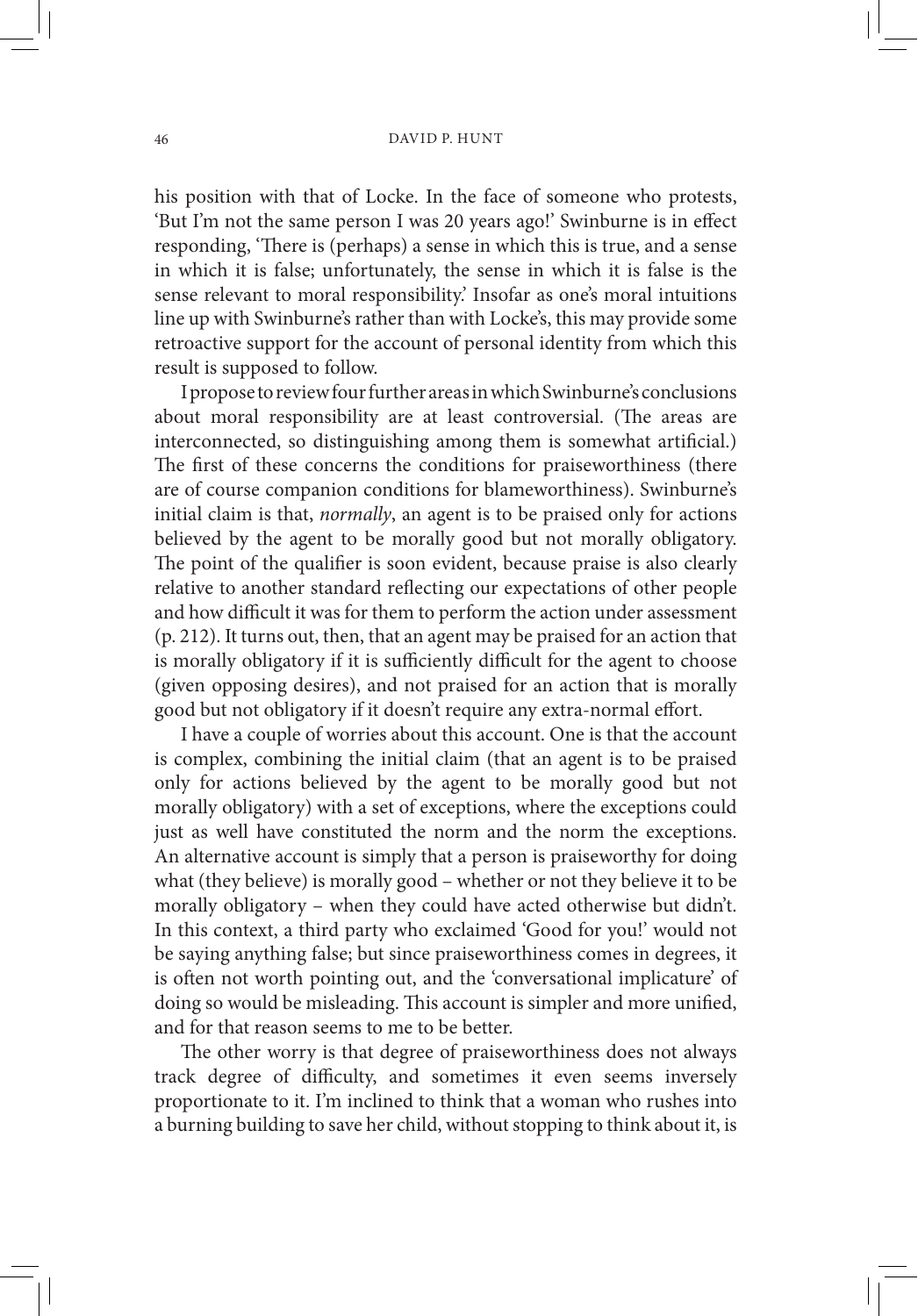his position with that of Locke. In the face of someone who protests, 'But I'm not the same person I was 20 years ago!' Swinburne is in effect responding, 'There is (perhaps) a sense in which this is true, and a sense in which it is false; unfortunately, the sense in which it is false is the sense relevant to moral responsibility.' Insofar as one's moral intuitions line up with Swinburne's rather than with Locke's, this may provide some retroactive support for the account of personal identity from which this result is supposed to follow.

I propose to review four further areas in which Swinburne's conclusions about moral responsibility are at least controversial. (The areas are interconnected, so distinguishing among them is somewhat artificial.) The first of these concerns the conditions for praiseworthiness (there are of course companion conditions for blameworthiness). Swinburne's initial claim is that, *normally*, an agent is to be praised only for actions believed by the agent to be morally good but not morally obligatory. The point of the qualifier is soon evident, because praise is also clearly relative to another standard reflecting our expectations of other people and how difficult it was for them to perform the action under assessment (p. 212). It turns out, then, that an agent may be praised for an action that is morally obligatory if it is sufficiently difficult for the agent to choose (given opposing desires), and not praised for an action that is morally good but not obligatory if it doesn't require any extra-normal effort.

I have a couple of worries about this account. One is that the account is complex, combining the initial claim (that an agent is to be praised only for actions believed by the agent to be morally good but not morally obligatory) with a set of exceptions, where the exceptions could just as well have constituted the norm and the norm the exceptions. An alternative account is simply that a person is praiseworthy for doing what (they believe) is morally good – whether or not they believe it to be morally obligatory – when they could have acted otherwise but didn't. In this context, a third party who exclaimed 'Good for you!' would not be saying anything false; but since praiseworthiness comes in degrees, it is often not worth pointing out, and the 'conversational implicature' of doing so would be misleading. This account is simpler and more unified, and for that reason seems to me to be better.

The other worry is that degree of praiseworthiness does not always track degree of difficulty, and sometimes it even seems inversely proportionate to it. I'm inclined to think that a woman who rushes into a burning building to save her child, without stopping to think about it, is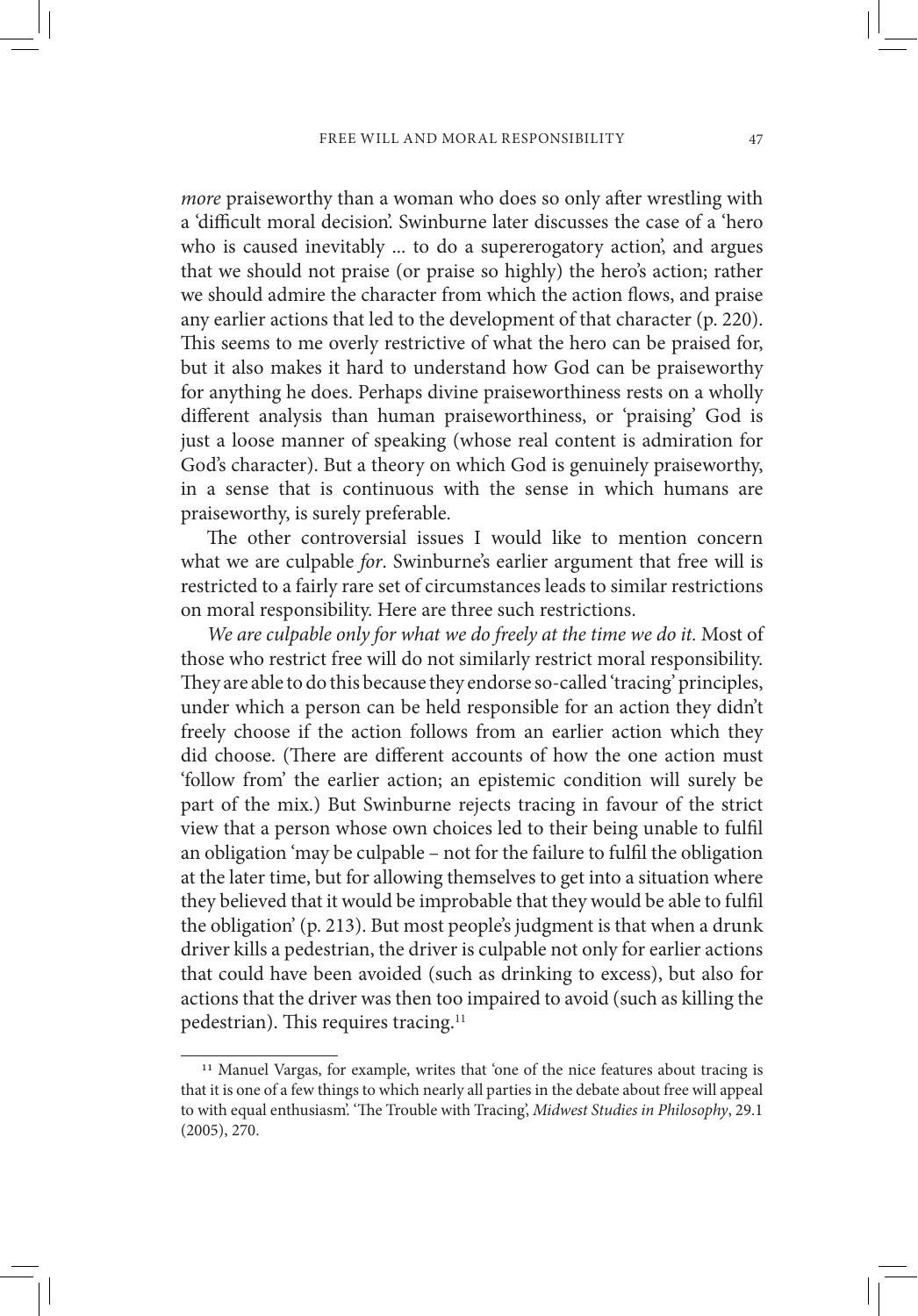*more* praiseworthy than a woman who does so only after wrestling with a 'difficult moral decision'. Swinburne later discusses the case of a 'hero who is caused inevitably ... to do a supererogatory action', and argues that we should not praise (or praise so highly) the hero's action; rather we should admire the character from which the action flows, and praise any earlier actions that led to the development of that character (p. 220). This seems to me overly restrictive of what the hero can be praised for, but it also makes it hard to understand how God can be praiseworthy for anything he does. Perhaps divine praiseworthiness rests on a wholly different analysis than human praiseworthiness, or 'praising' God is just a loose manner of speaking (whose real content is admiration for God's character). But a theory on which God is genuinely praiseworthy, in a sense that is continuous with the sense in which humans are praiseworthy, is surely preferable.

The other controversial issues I would like to mention concern what we are culpable *for*. Swinburne's earlier argument that free will is restricted to a fairly rare set of circumstances leads to similar restrictions on moral responsibility. Here are three such restrictions.

*We are culpable only for what we do freely at the time we do it.* Most of those who restrict free will do not similarly restrict moral responsibility. They are able to do this because they endorse so-called 'tracing' principles, under which a person can be held responsible for an action they didn't freely choose if the action follows from an earlier action which they did choose. (There are different accounts of how the one action must 'follow from' the earlier action; an epistemic condition will surely be part of the mix.) But Swinburne rejects tracing in favour of the strict view that a person whose own choices led to their being unable to fulfil an obligation 'may be culpable – not for the failure to fulfil the obligation at the later time, but for allowing themselves to get into a situation where they believed that it would be improbable that they would be able to fulfil the obligation' (p. 213). But most people's judgment is that when a drunk driver kills a pedestrian, the driver is culpable not only for earlier actions that could have been avoided (such as drinking to excess), but also for actions that the driver was then too impaired to avoid (such as killing the pedestrian). This requires tracing.[11]

---

[11] Manuel Vargas, for example, writes that 'one of the nice features about tracing is that it is one of a few things to which nearly all parties in the debate about free will appeal to with equal enthusiasm'. 'The Trouble with Tracing', *Midwest Studies in Philosophy*, 29.1 (2005), 270.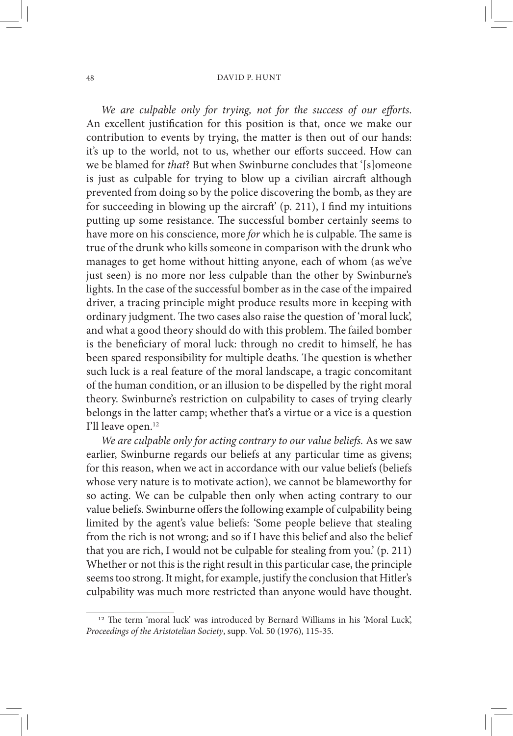*We are culpable only for trying, not for the success of our efforts.* An excellent justification for this position is that, once we make our contribution to events by trying, the matter is then out of our hands: it's up to the world, not to us, whether our efforts succeed. How can we be blamed for *that*? But when Swinburne concludes that '[s]omeone is just as culpable for trying to blow up a civilian aircraft although prevented from doing so by the police discovering the bomb, as they are for succeeding in blowing up the aircraft' (p. 211), I find my intuitions putting up some resistance. The successful bomber certainly seems to have more on his conscience, more *for* which he is culpable. The same is true of the drunk who kills someone in comparison with the drunk who manages to get home without hitting anyone, each of whom (as we've just seen) is no more nor less culpable than the other by Swinburne's lights. In the case of the successful bomber as in the case of the impaired driver, a tracing principle might produce results more in keeping with ordinary judgment. The two cases also raise the question of 'moral luck', and what a good theory should do with this problem. The failed bomber is the beneficiary of moral luck: through no credit to himself, he has been spared responsibility for multiple deaths. The question is whether such luck is a real feature of the moral landscape, a tragic concomitant of the human condition, or an illusion to be dispelled by the right moral theory. Swinburne's restriction on culpability to cases of trying clearly belongs in the latter camp; whether that's a virtue or a vice is a question I'll leave open.[12]

*We are culpable only for acting contrary to our value beliefs.* As we saw earlier, Swinburne regards our beliefs at any particular time as givens; for this reason, when we act in accordance with our value beliefs (beliefs whose very nature is to motivate action), we cannot be blameworthy for so acting. We can be culpable then only when acting contrary to our value beliefs. Swinburne offers the following example of culpability being limited by the agent's value beliefs: 'Some people believe that stealing from the rich is not wrong; and so if I have this belief and also the belief that you are rich, I would not be culpable for stealing from you.' (p. 211) Whether or not this is the right result in this particular case, the principle seems too strong. It might, for example, justify the conclusion that Hitler's culpability was much more restricted than anyone would have thought.

---

[12] The term 'moral luck' was introduced by Bernard Williams in his 'Moral Luck', *Proceedings of the Aristotelian Society*, supp. Vol. 50 (1976), 115-35.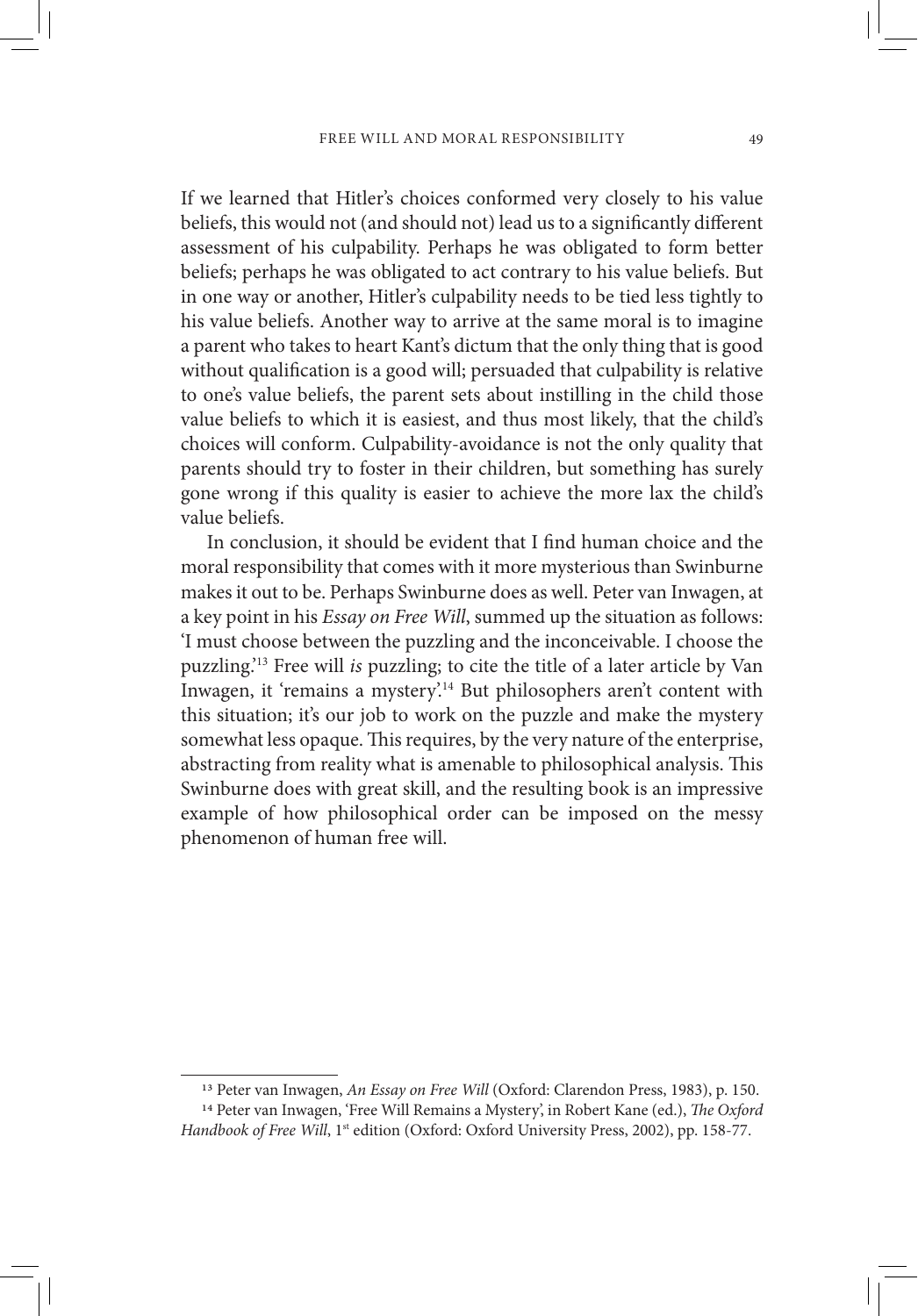If we learned that Hitler's choices conformed very closely to his value beliefs, this would not (and should not) lead us to a significantly different assessment of his culpability. Perhaps he was obligated to form better beliefs; perhaps he was obligated to act contrary to his value beliefs. But in one way or another, Hitler's culpability needs to be tied less tightly to his value beliefs. Another way to arrive at the same moral is to imagine a parent who takes to heart Kant's dictum that the only thing that is good without qualification is a good will; persuaded that culpability is relative to one's value beliefs, the parent sets about instilling in the child those value beliefs to which it is easiest, and thus most likely, that the child's choices will conform. Culpability-avoidance is not the only quality that parents should try to foster in their children, but something has surely gone wrong if this quality is easier to achieve the more lax the child's value beliefs.

In conclusion, it should be evident that I find human choice and the moral responsibility that comes with it more mysterious than Swinburne makes it out to be. Perhaps Swinburne does as well. Peter van Inwagen, at a key point in his *Essay on Free Will*, summed up the situation as follows: 'I must choose between the puzzling and the inconceivable. I choose the puzzling.'[13] Free will *is* puzzling; to cite the title of a later article by Van Inwagen, it 'remains a mystery'.[14] But philosophers aren't content with this situation; it's our job to work on the puzzle and make the mystery somewhat less opaque. This requires, by the very nature of the enterprise, abstracting from reality what is amenable to philosophical analysis. This Swinburne does with great skill, and the resulting book is an impressive example of how philosophical order can be imposed on the messy phenomenon of human free will.

---

[13] Peter van Inwagen, *An Essay on Free Will* (Oxford: Clarendon Press, 1983), p. 150.

[14] Peter van Inwagen, 'Free Will Remains a Mystery', in Robert Kane (ed.), *The Oxford Handbook of Free Will*, 1st edition (Oxford: Oxford University Press, 2002), pp. 158-77.